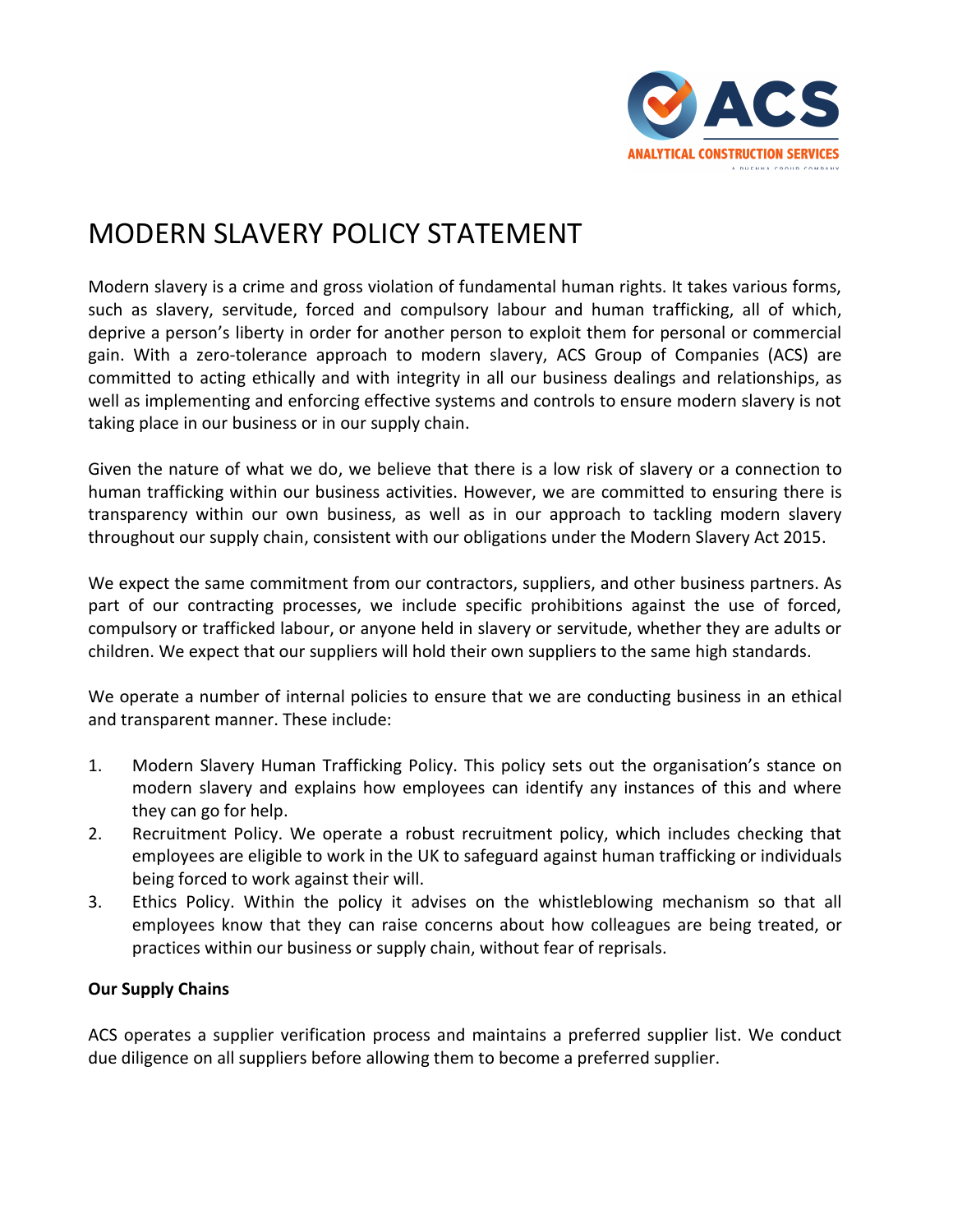# MODERN SLAVERY POLICY STATEMENT

Modern slavery is a crime and gross violation of fundamental human rights. It takes various forms, such as slavery, servitude, forced and compulsory labour and human trafficking, all of which, deprive a person's liberty in order for another person to exploit them for personal or commercial gain. With a zero-tolerance approach to modern slavery, ACS Group of Companies (ACS) are committed to acting ethically and with integrity in all our business dealings and relationships, as well as implementing and enforcing effective systems and controls to ensure modern slavery is not taking place in our business or in our supply chain.

Given the nature of what we do, we believe that there is a low risk of slavery or a connection to human trafficking within our business activities. However, we are committed to ensuring there is transparency within our own business, as well as in our approach to tackling modern slavery throughout our supply chain, consistent with our obligations under the Modern Slavery Act 2015.

We expect the same commitment from our contractors, suppliers, and other business partners. As part of our contracting processes, we include specific prohibitions against the use of forced, compulsory or trafficked labour, or anyone held in slavery or servitude, whether they are adults or children. We expect that our suppliers will hold their own suppliers to the same high standards.

We operate a number of internal policies to ensure that we are conducting business in an ethical and transparent manner. These include:

1. Modern Slavery Human Trafficking Policy. This policy sets out the organisation's stance on modern slavery and explains how employees can identify any instances of this and where they can go for help.
2. Recruitment Policy. We operate a robust recruitment policy, which includes checking that employees are eligible to work in the UK to safeguard against human trafficking or individuals being forced to work against their will.
3. Ethics Policy. Within the policy it advises on the whistleblowing mechanism so that all employees know that they can raise concerns about how colleagues are being treated, or practices within our business or supply chain, without fear of reprisals.

**Our Supply Chains**

ACS operates a supplier verification process and maintains a preferred supplier list. We conduct due diligence on all suppliers before allowing them to become a preferred supplier.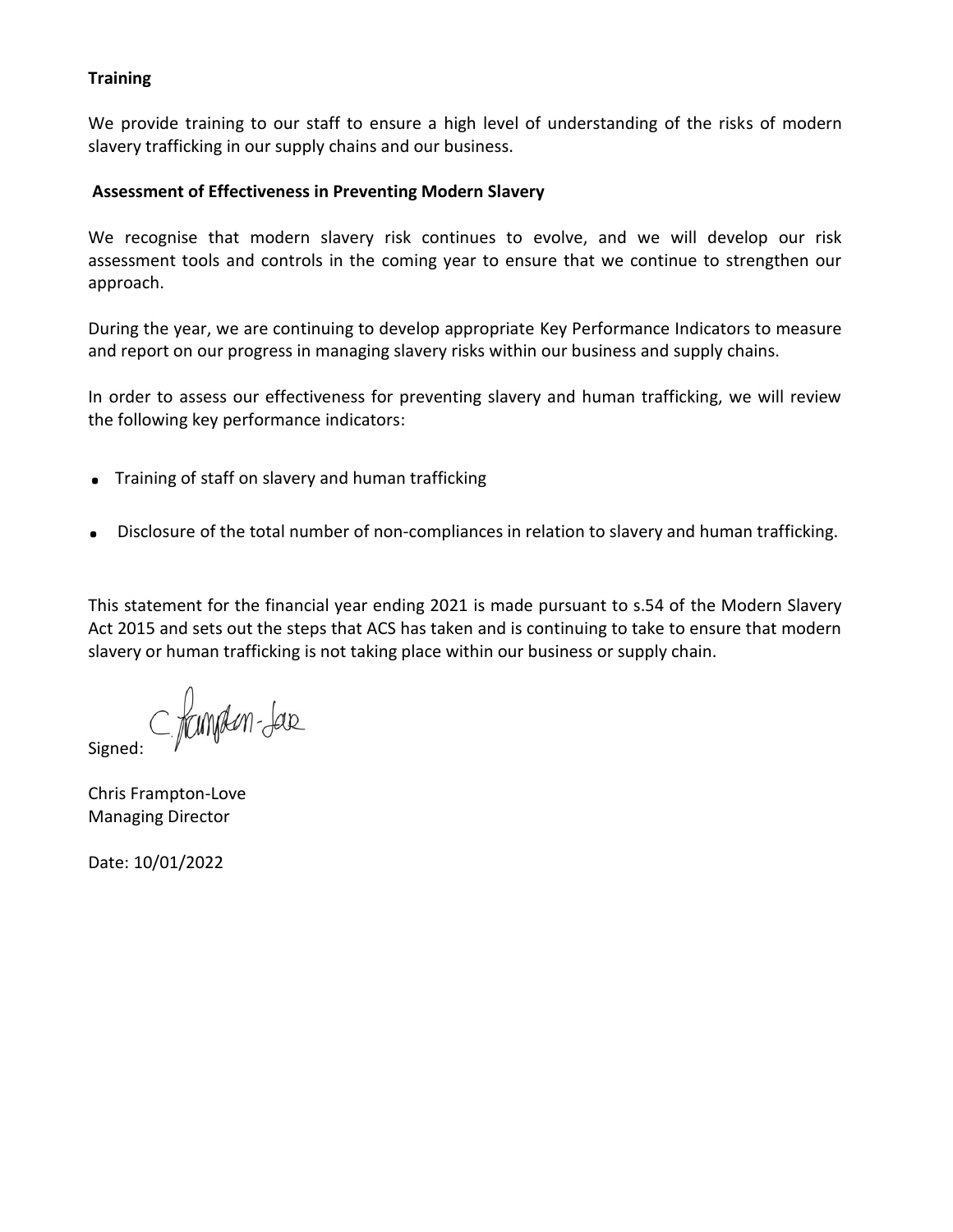**Training**

We provide training to our staff to ensure a high level of understanding of the risks of modern slavery trafficking in our supply chains and our business.

**Assessment of Effectiveness in Preventing Modern Slavery**

We recognise that modern slavery risk continues to evolve, and we will develop our risk assessment tools and controls in the coming year to ensure that we continue to strengthen our approach.

During the year, we are continuing to develop appropriate Key Performance Indicators to measure and report on our progress in managing slavery risks within our business and supply chains.

In order to assess our effectiveness for preventing slavery and human trafficking, we will review the following key performance indicators:

- Training of staff on slavery and human trafficking
- Disclosure of the total number of non-compliances in relation to slavery and human trafficking.

This statement for the financial year ending 2021 is made pursuant to s.54 of the Modern Slavery Act 2015 and sets out the steps that ACS has taken and is continuing to take to ensure that modern slavery or human trafficking is not taking place within our business or supply chain.

Signed: C. Frampton-Love

Chris Frampton-Love
Managing Director

Date: 10/01/2022